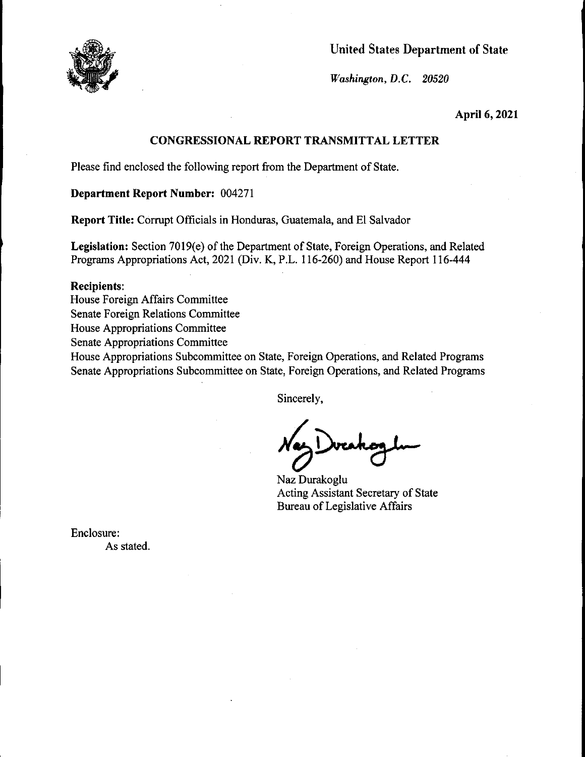United States Department of State

*Washington, D.C. 20520*

**April 6, 2021**

## CONGRESSIONAL REPORT TRANSMITTAL LETTER

Please find enclosed the following report from the Department of State.

**Department Report Number:** 004271

**Report Title:** Corrupt Officials in Honduras, Guatemala, and El Salvador

**Legislation:** Section 7019(e) of the Department of State, Foreign Operations, and Related Programs Appropriations Act, 2021 (Div. K, P.L. 116-260) and House Report 116-444

**Recipients**:
House Foreign Affairs Committee
Senate Foreign Relations Committee
House Appropriations Committee
Senate Appropriations Committee
House Appropriations Subcommittee on State, Foreign Operations, and Related Programs
Senate Appropriations Subcommittee on State, Foreign Operations, and Related Programs

Sincerely,

Naz Durakoglu
Acting Assistant Secretary of State
Bureau of Legislative Affairs

Enclosure:
As stated.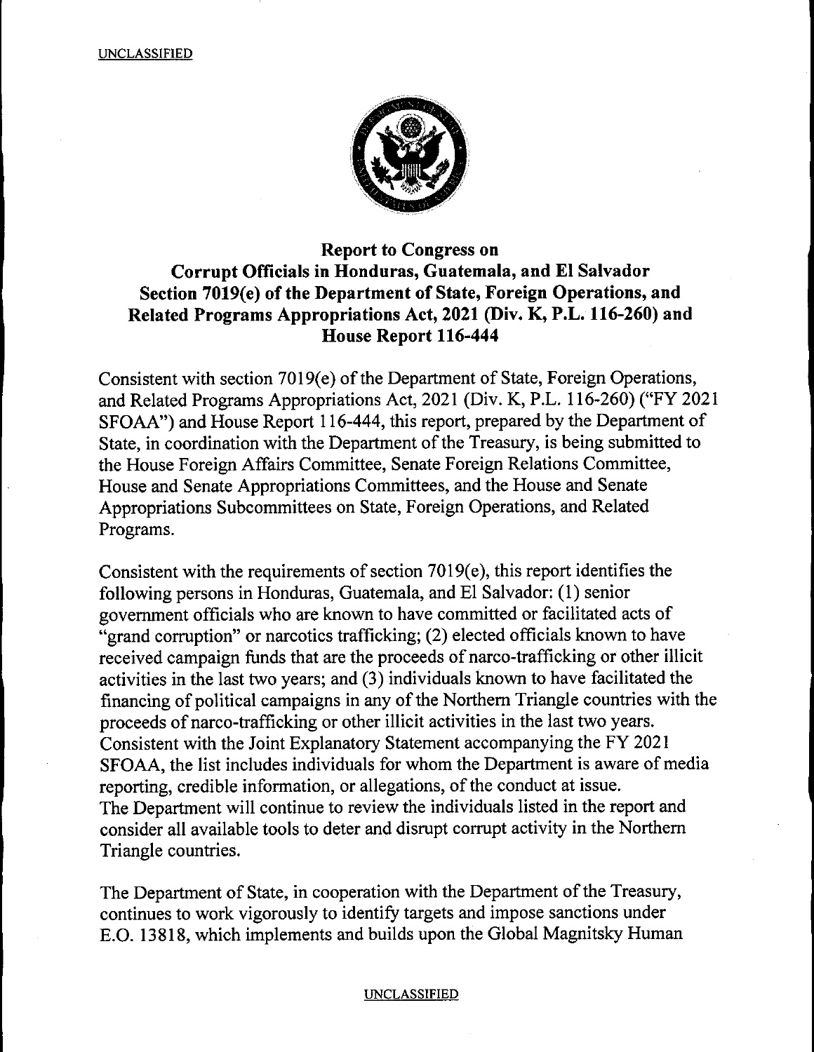# Report to Congress on Corrupt Officials in Honduras, Guatemala, and El Salvador Section 7019(e) of the Department of State, Foreign Operations, and Related Programs Appropriations Act, 2021 (Div. K, P.L. 116-260) and House Report 116-444

Consistent with section 7019(e) of the Department of State, Foreign Operations, and Related Programs Appropriations Act, 2021 (Div. K, P.L. 116-260) ("FY 2021 SFOAA") and House Report 116-444, this report, prepared by the Department of State, in coordination with the Department of the Treasury, is being submitted to the House Foreign Affairs Committee, Senate Foreign Relations Committee, House and Senate Appropriations Committees, and the House and Senate Appropriations Subcommittees on State, Foreign Operations, and Related Programs.

Consistent with the requirements of section 7019(e), this report identifies the following persons in Honduras, Guatemala, and El Salvador: (1) senior government officials who are known to have committed or facilitated acts of "grand corruption" or narcotics trafficking; (2) elected officials known to have received campaign funds that are the proceeds of narco-trafficking or other illicit activities in the last two years; and (3) individuals known to have facilitated the financing of political campaigns in any of the Northern Triangle countries with the proceeds of narco-trafficking or other illicit activities in the last two years. Consistent with the Joint Explanatory Statement accompanying the FY 2021 SFOAA, the list includes individuals for whom the Department is aware of media reporting, credible information, or allegations, of the conduct at issue. The Department will continue to review the individuals listed in the report and consider all available tools to deter and disrupt corrupt activity in the Northern Triangle countries.

The Department of State, in cooperation with the Department of the Treasury, continues to work vigorously to identify targets and impose sanctions under E.O. 13818, which implements and builds upon the Global Magnitsky Human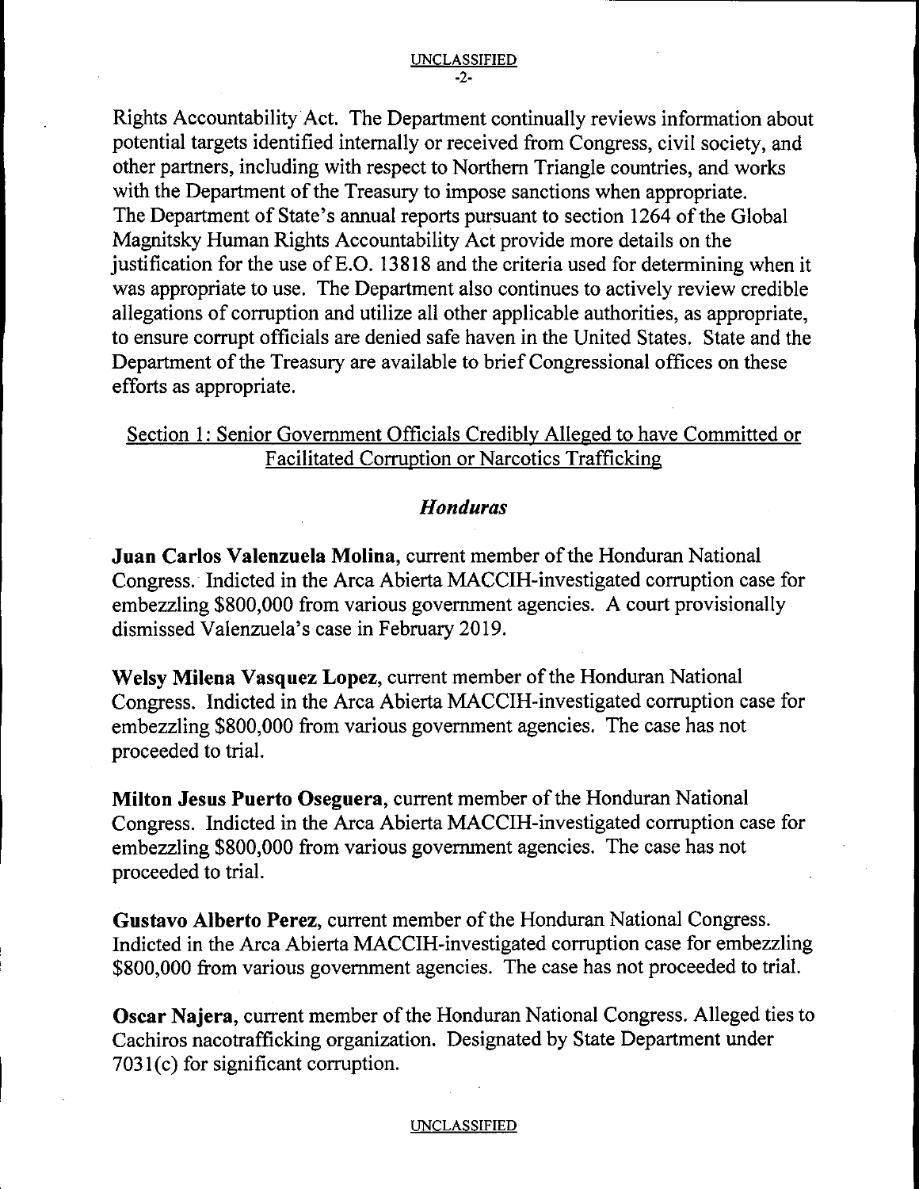Rights Accountability Act. The Department continually reviews information about potential targets identified internally or received from Congress, civil society, and other partners, including with respect to Northern Triangle countries, and works with the Department of the Treasury to impose sanctions when appropriate. The Department of State's annual reports pursuant to section 1264 of the Global Magnitsky Human Rights Accountability Act provide more details on the justification for the use of E.O. 13818 and the criteria used for determining when it was appropriate to use. The Department also continues to actively review credible allegations of corruption and utilize all other applicable authorities, as appropriate, to ensure corrupt officials are denied safe haven in the United States. State and the Department of the Treasury are available to brief Congressional offices on these efforts as appropriate.

## Section 1: Senior Government Officials Credibly Alleged to have Committed or Facilitated Corruption or Narcotics Trafficking

### *Honduras*

**Juan Carlos Valenzuela Molina**, current member of the Honduran National Congress. Indicted in the Arca Abierta MACCIH-investigated corruption case for embezzling $800,000 from various government agencies. A court provisionally dismissed Valenzuela's case in February 2019.

**Welsy Milena Vasquez Lopez**, current member of the Honduran National Congress. Indicted in the Arca Abierta MACCIH-investigated corruption case for embezzling $800,000 from various government agencies. The case has not proceeded to trial.

**Milton Jesus Puerto Oseguera**, current member of the Honduran National Congress. Indicted in the Arca Abierta MACCIH-investigated corruption case for embezzling $800,000 from various government agencies. The case has not proceeded to trial.

**Gustavo Alberto Perez**, current member of the Honduran National Congress. Indicted in the Arca Abierta MACCIH-investigated corruption case for embezzling $800,000 from various government agencies. The case has not proceeded to trial.

**Oscar Najera**, current member of the Honduran National Congress. Alleged ties to Cachiros nacotrafficking organization. Designated by State Department under 7031(c) for significant corruption.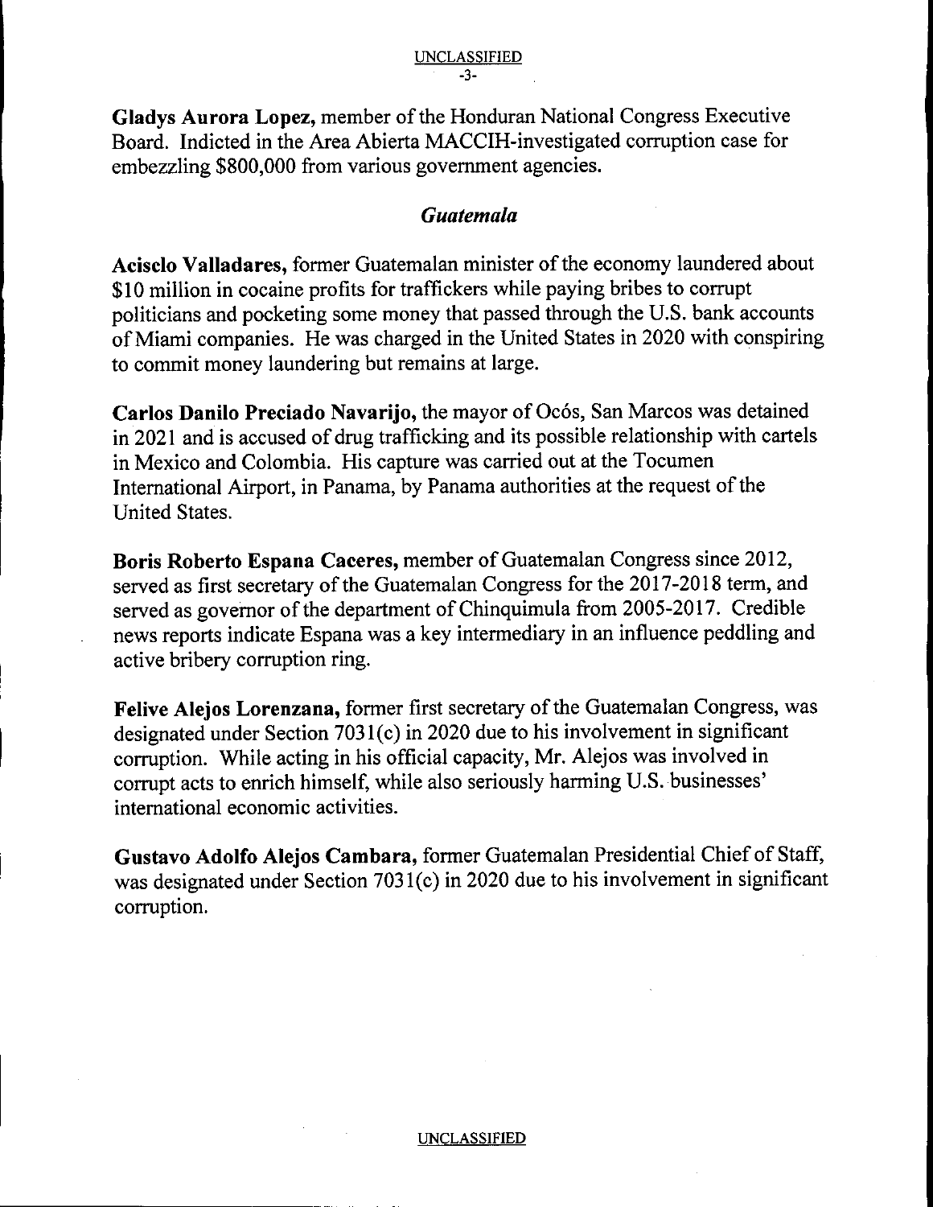**Gladys Aurora Lopez,** member of the Honduran National Congress Executive Board. Indicted in the Area Abierta MACCIH-investigated corruption case for embezzling $800,000 from various government agencies.

### *Guatemala*

**Acisclo Valladares,** former Guatemalan minister of the economy laundered about $10 million in cocaine profits for traffickers while paying bribes to corrupt politicians and pocketing some money that passed through the U.S. bank accounts of Miami companies. He was charged in the United States in 2020 with conspiring to commit money laundering but remains at large.

**Carlos Danilo Preciado Navarijo,** the mayor of Ocós, San Marcos was detained in 2021 and is accused of drug trafficking and its possible relationship with cartels in Mexico and Colombia. His capture was carried out at the Tocumen International Airport, in Panama, by Panama authorities at the request of the United States.

**Boris Roberto Espana Caceres,** member of Guatemalan Congress since 2012, served as first secretary of the Guatemalan Congress for the 2017-2018 term, and served as governor of the department of Chinquimula from 2005-2017. Credible news reports indicate Espana was a key intermediary in an influence peddling and active bribery corruption ring.

**Felive Alejos Lorenzana,** former first secretary of the Guatemalan Congress, was designated under Section 7031(c) in 2020 due to his involvement in significant corruption. While acting in his official capacity, Mr. Alejos was involved in corrupt acts to enrich himself, while also seriously harming U.S. businesses' international economic activities.

**Gustavo Adolfo Alejos Cambara,** former Guatemalan Presidential Chief of Staff, was designated under Section 7031(c) in 2020 due to his involvement in significant corruption.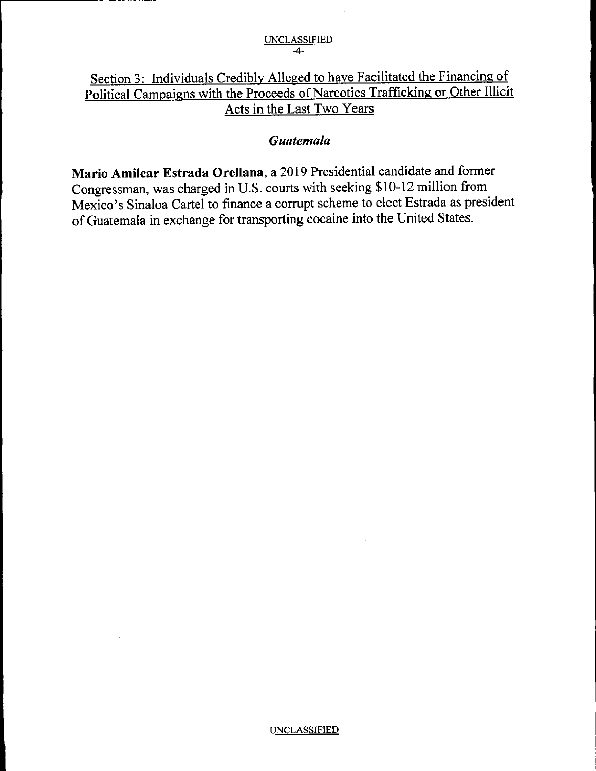## Section 3: Individuals Credibly Alleged to have Facilitated the Financing of Political Campaigns with the Proceeds of Narcotics Trafficking or Other Illicit Acts in the Last Two Years

### *Guatemala*

**Mario Amilcar Estrada Orellana**, a 2019 Presidential candidate and former Congressman, was charged in U.S. courts with seeking $10-12 million from Mexico's Sinaloa Cartel to finance a corrupt scheme to elect Estrada as president of Guatemala in exchange for transporting cocaine into the United States.